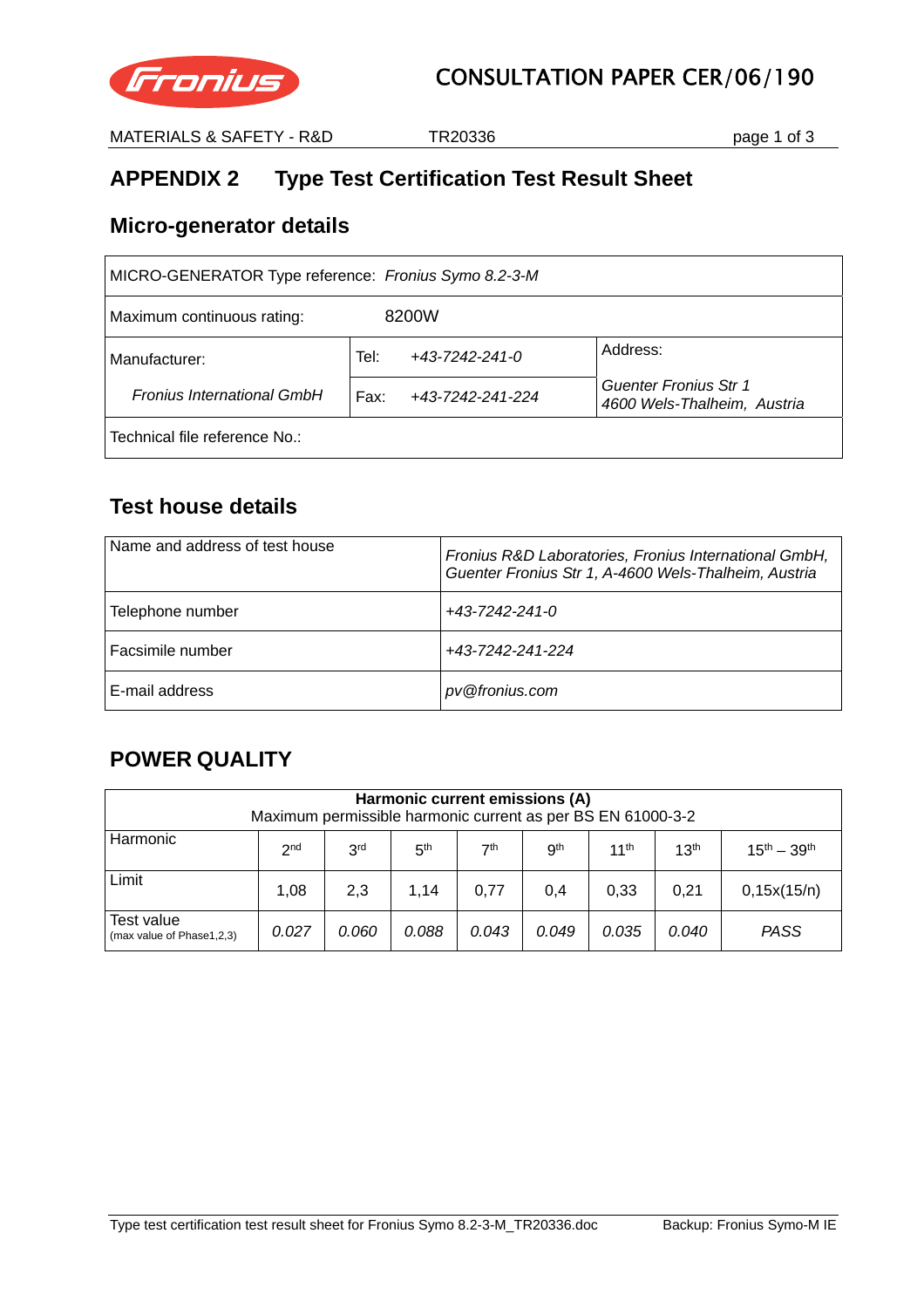# APPENDIX 2 Type Test Certification Test Result Sheet

## Micro-generator details

| MICRO-GENERATOR Type reference: *Fronius Symo 8.2-3-M* | | |
|---|---|---|
| Maximum continuous rating: 8200W | | |
| Manufacturer: | Tel: *+43-7242-241-0* | Address: |
| *Fronius International GmbH* | Fax: *+43-7242-241-224* | *Guenter Fronius Str 1*<br>*4600 Wels-Thalheim, Austria* |
| Technical file reference No.: | | |

## Test house details

| Name and address of test house | *Fronius R&D Laboratories, Fronius International GmbH, Guenter Fronius Str 1, A-4600 Wels-Thalheim, Austria* |
|---|---|
| Telephone number | *+43-7242-241-0* |
| Facsimile number | *+43-7242-241-224* |
| E-mail address | *pv@fronius.com* |

## POWER QUALITY

| **Harmonic current emissions (A)**<br>Maximum permissible harmonic current as per BS EN 61000-3-2 | | | | | | | | |
|---|---|---|---|---|---|---|---|---|
| Harmonic | 2nd | 3rd | 5th | 7th | 9th | 11th | 13th | 15th – 39th |
| Limit | 1,08 | 2,3 | 1,14 | 0,77 | 0,4 | 0,33 | 0,21 | 0,15x(15/n) |
| Test value (max value of Phase1,2,3) | *0.027* | *0.060* | *0.088* | *0.043* | *0.049* | *0.035* | *0.040* | *PASS* |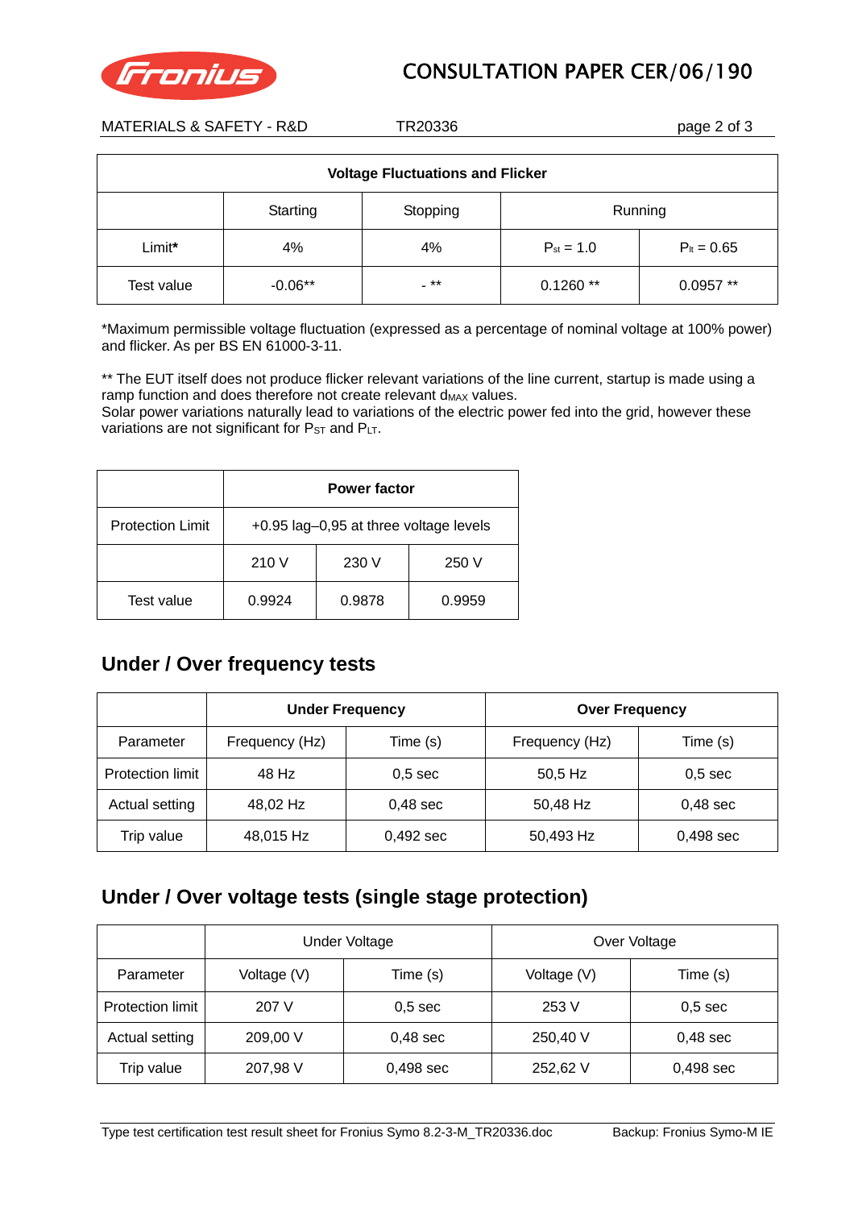| Voltage Fluctuations and Flicker | | | | |
|---|---|---|---|---|
| | Starting | Stopping | Running | |
| Limit* | 4% | 4% | $P_{st}$ = 1.0 | $P_{lt}$ = 0.65 |
| Test value | -0.06** | - ** | 0.1260 ** | 0.0957 ** |

*Maximum permissible voltage fluctuation (expressed as a percentage of nominal voltage at 100% power) and flicker. As per BS EN 61000-3-11.

** The EUT itself does not produce flicker relevant variations of the line current, startup is made using a ramp function and does therefore not create relevant $d_{MAX}$ values.
Solar power variations naturally lead to variations of the electric power fed into the grid, however these variations are not significant for $P_{ST}$ and $P_{LT}$.

| | Power factor | | |
|---|---|---|---|
| Protection Limit | +0.95 lag–0,95 at three voltage levels | | |
| | 210 V | 230 V | 250 V |
| Test value | 0.9924 | 0.9878 | 0.9959 |

## Under / Over frequency tests

| | Under Frequency | | Over Frequency | |
|---|---|---|---|---|
| Parameter | Frequency (Hz) | Time (s) | Frequency (Hz) | Time (s) |
| Protection limit | 48 Hz | 0,5 sec | 50,5 Hz | 0,5 sec |
| Actual setting | 48,02 Hz | 0,48 sec | 50,48 Hz | 0,48 sec |
| Trip value | 48,015 Hz | 0,492 sec | 50,493 Hz | 0,498 sec |

## Under / Over voltage tests (single stage protection)

| | Under Voltage | | Over Voltage | |
|---|---|---|---|---|
| Parameter | Voltage (V) | Time (s) | Voltage (V) | Time (s) |
| Protection limit | 207 V | 0,5 sec | 253 V | 0,5 sec |
| Actual setting | 209,00 V | 0,48 sec | 250,40 V | 0,48 sec |
| Trip value | 207,98 V | 0,498 sec | 252,62 V | 0,498 sec |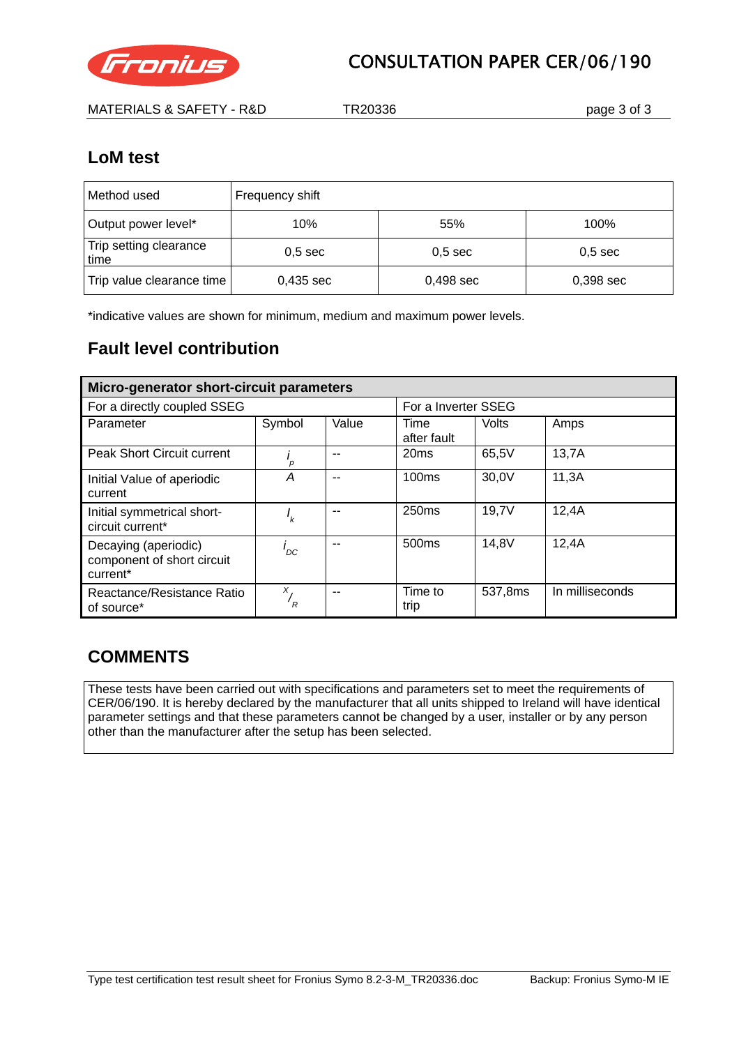## LoM test

| Method used | Frequency shift | | |
|---|---|---|---|
| Output power level* | 10% | 55% | 100% |
| Trip setting clearance time | 0,5 sec | 0,5 sec | 0,5 sec |
| Trip value clearance time | 0,435 sec | 0,498 sec | 0,398 sec |

*indicative values are shown for minimum, medium and maximum power levels.

## Fault level contribution

| Micro-generator short-circuit parameters | | | | | |
|---|---|---|---|---|---|
| For a directly coupled SSEG | | | For a Inverter SSEG | | |
| Parameter | Symbol | Value | Time after fault | Volts | Amps |
| Peak Short Circuit current | $i_p$ | -- | 20ms | 65,5V | 13,7A |
| Initial Value of aperiodic current | $A$ | -- | 100ms | 30,0V | 11,3A |
| Initial symmetrical short-circuit current* | $I_k$ | -- | 250ms | 19,7V | 12,4A |
| Decaying (aperiodic) component of short circuit current* | $i_{DC}$ | -- | 500ms | 14,8V | 12,4A |
| Reactance/Resistance Ratio of source* | $^{X}/_{R}$ | -- | Time to trip | 537,8ms | In milliseconds |

## COMMENTS

These tests have been carried out with specifications and parameters set to meet the requirements of CER/06/190. It is hereby declared by the manufacturer that all units shipped to Ireland will have identical parameter settings and that these parameters cannot be changed by a user, installer or by any person other than the manufacturer after the setup has been selected.